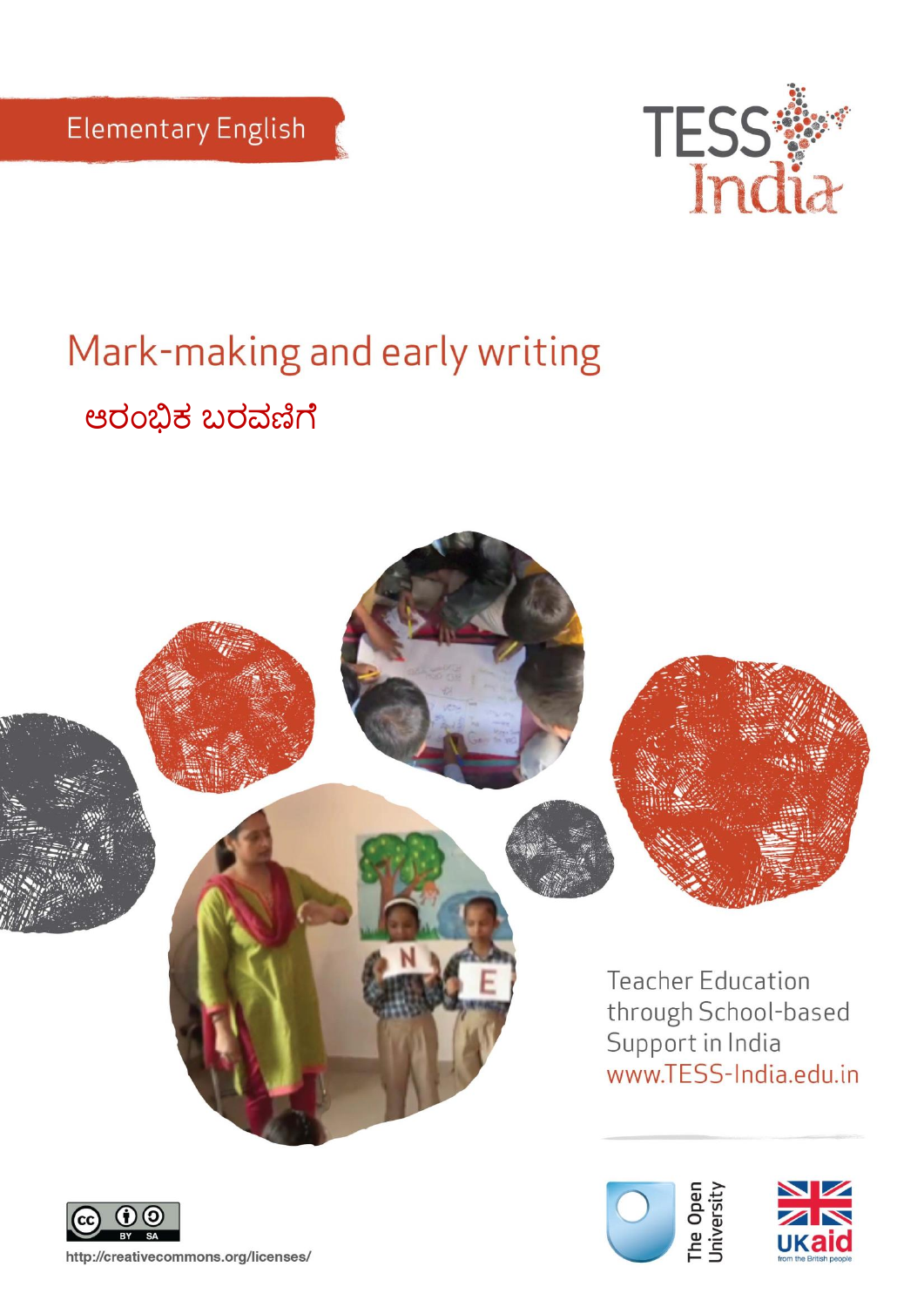Elementary English

TESS India

# Mark-making and early writing

## ಆರಂಭಿಕ ಬರವಣಿಗೆ

Teacher Education through School-based Support in India

www.TESS-India.edu.in

http://creativecommons.org/licenses/

The Open University

UKaid from the British people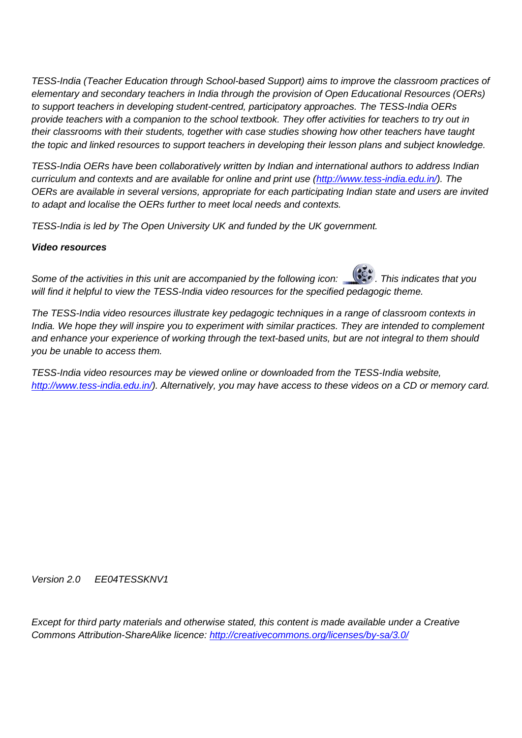*TESS-India (Teacher Education through School-based Support) aims to improve the classroom practices of elementary and secondary teachers in India through the provision of Open Educational Resources (OERs) to support teachers in developing student-centred, participatory approaches. The TESS-India OERs provide teachers with a companion to the school textbook. They offer activities for teachers to try out in their classrooms with their students, together with case studies showing how other teachers have taught the topic and linked resources to support teachers in developing their lesson plans and subject knowledge.*

*TESS-India OERs have been collaboratively written by Indian and international authors to address Indian curriculum and contexts and are available for online and print use (http://www.tess-india.edu.in/). The OERs are available in several versions, appropriate for each participating Indian state and users are invited to adapt and localise the OERs further to meet local needs and contexts.*

*TESS-India is led by The Open University UK and funded by the UK government.*

***Video resources***

*Some of the activities in this unit are accompanied by the following icon: . This indicates that you will find it helpful to view the TESS-India video resources for the specified pedagogic theme.*

*The TESS-India video resources illustrate key pedagogic techniques in a range of classroom contexts in India. We hope they will inspire you to experiment with similar practices. They are intended to complement and enhance your experience of working through the text-based units, but are not integral to them should you be unable to access them.*

*TESS-India video resources may be viewed online or downloaded from the TESS-India website, http://www.tess-india.edu.in/). Alternatively, you may have access to these videos on a CD or memory card.*

*Version 2.0 EE04TESSKNV1*

*Except for third party materials and otherwise stated, this content is made available under a Creative Commons Attribution-ShareAlike licence: http://creativecommons.org/licenses/by-sa/3.0/*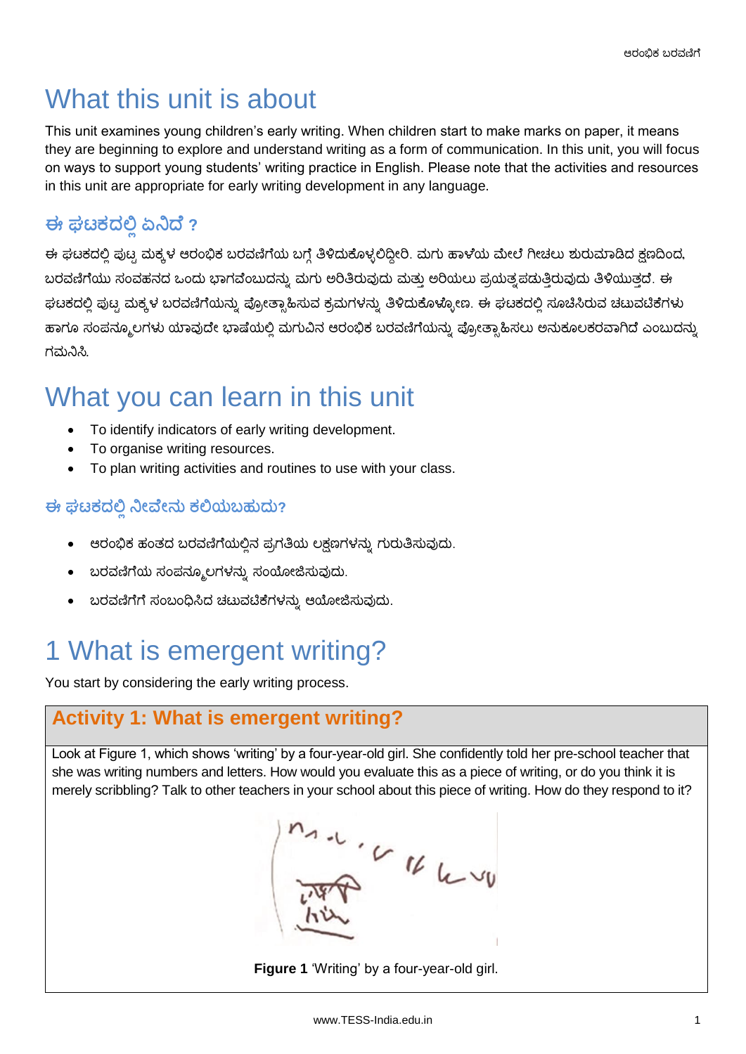# What this unit is about

This unit examines young children's early writing. When children start to make marks on paper, it means they are beginning to explore and understand writing as a form of communication. In this unit, you will focus on ways to support young students' writing practice in English. Please note that the activities and resources in this unit are appropriate for early writing development in any language.

### ಈ ಘಟಕದಲ್ಲಿ ಏನಿದೆ ?

ಈ ಘಟಕದಲ್ಲಿ ಪುಟ್ಟ ಮಕ್ಕಳ ಆರಂಭಿಕ ಬರವಣಿಗೆಯ ಬಗ್ಗೆ ತಿಳಿದುಕೊಳ್ಳಲಿದ್ದೀರಿ. ಮಗು ಹಾಳೆಯ ಮೇಲೆ ಗೀಚಲು ಶುರುಮಾಡಿದ ಕ್ಷಣದಿಂದ, ಬರವಣಿಗೆಯು ಸಂವಹನದ ಒಂದು ಭಾಗವೆಂಬುದನ್ನು ಮಗು ಅರಿತಿರುವುದು ಮತ್ತು ಅರಿಯಲು ಪ್ರಯತ್ನಪಡುತ್ತಿರುವುದು ತಿಳಿಯುತ್ತದೆ. ಈ ಘಟಕದಲ್ಲಿ ಪುಟ್ಟ ಮಕ್ಕಳ ಬರವಣಿಗೆಯನ್ನು ಪ್ರೋತ್ಸಾಹಿಸುವ ಕ್ರಮಗಳನ್ನು ತಿಳಿದುಕೊಳ್ಳೋಣ. ಈ ಘಟಕದಲ್ಲಿ ಸೂಚಿಸಿರುವ ಚಟುವಟಿಕೆಗಳು ಹಾಗೂ ಸಂಪನ್ಮೂಲಗಳು ಯಾವುದೇ ಭಾಷೆಯಲ್ಲಿ ಮಗುವಿನ ಆರಂಭಿಕ ಬರವಣಿಗೆಯನ್ನು ಪ್ರೋತ್ಸಾಹಿಸಲು ಅನುಕೂಲಕರವಾಗಿದೆ ಎಂಬುದನ್ನು ಗಮನಿಸಿ.

# What you can learn in this unit

- To identify indicators of early writing development.
- To organise writing resources.
- To plan writing activities and routines to use with your class.

### ಈ ಘಟಕದಲ್ಲಿ ನೀವೇನು ಕಲಿಯಬಹುದು?

- ಆರಂಭಿಕ ಹಂತದ ಬರವಣಿಗೆಯಲ್ಲಿನ ಪ್ರಗತಿಯ ಲಕ್ಷಣಗಳನ್ನು ಗುರುತಿಸುವುದು.
- ಬರವಣಿಗೆಯ ಸಂಪನ್ಮೂಲಗಳನ್ನು ಸಂಯೋಜಿಸುವುದು.
- ಬರವಣಿಗೆಗೆ ಸಂಬಂಧಿಸಿದ ಚಟುವಟಿಕೆಗಳನ್ನು ಆಯೋಜಿಸುವುದು.

# 1 What is emergent writing?

You start by considering the early writing process.

## Activity 1: What is emergent writing?

Look at Figure 1, which shows 'writing' by a four-year-old girl. She confidently told her pre-school teacher that she was writing numbers and letters. How would you evaluate this as a piece of writing, or do you think it is merely scribbling? Talk to other teachers in your school about this piece of writing. How do they respond to it?

**Figure 1** 'Writing' by a four-year-old girl.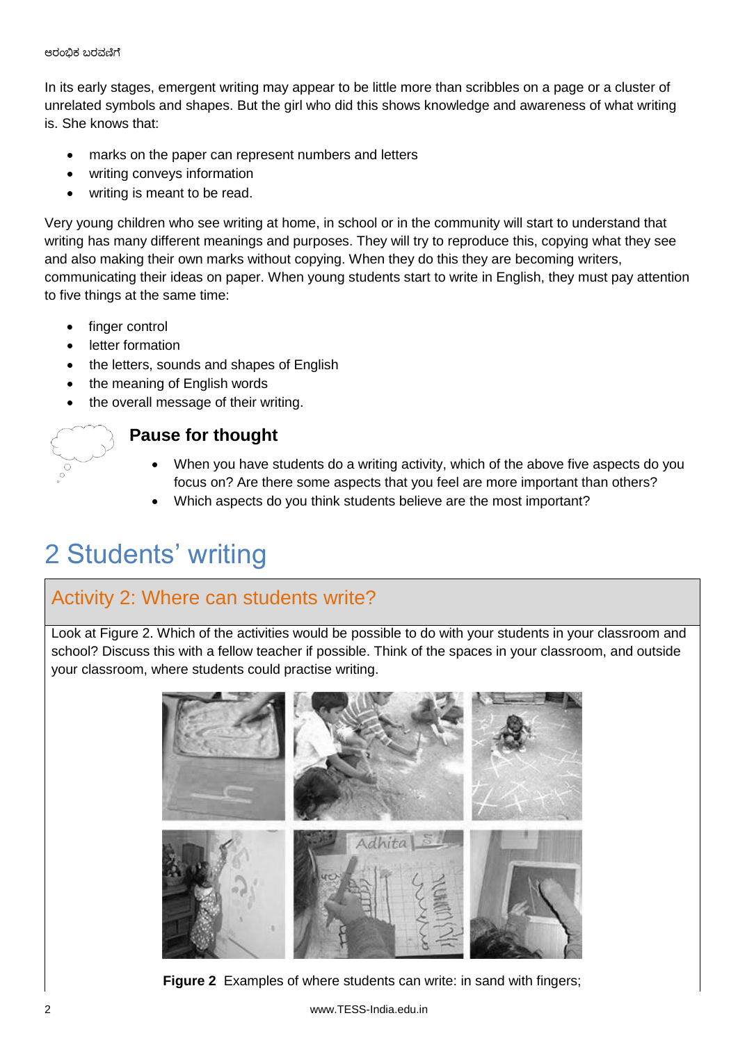In its early stages, emergent writing may appear to be little more than scribbles on a page or a cluster of unrelated symbols and shapes. But the girl who did this shows knowledge and awareness of what writing is. She knows that:

- marks on the paper can represent numbers and letters
- writing conveys information
- writing is meant to be read.

Very young children who see writing at home, in school or in the community will start to understand that writing has many different meanings and purposes. They will try to reproduce this, copying what they see and also making their own marks without copying. When they do this they are becoming writers, communicating their ideas on paper. When young students start to write in English, they must pay attention to five things at the same time:

- finger control
- letter formation
- the letters, sounds and shapes of English
- the meaning of English words
- the overall message of their writing.

### Pause for thought

- When you have students do a writing activity, which of the above five aspects do you focus on? Are there some aspects that you feel are more important than others?
- Which aspects do you think students believe are the most important?

# 2 Students' writing

## Activity 2: Where can students write?

Look at Figure 2. Which of the activities would be possible to do with your students in your classroom and school? Discuss this with a fellow teacher if possible. Think of the spaces in your classroom, and outside your classroom, where students could practise writing.

**Figure 2** Examples of where students can write: in sand with fingers;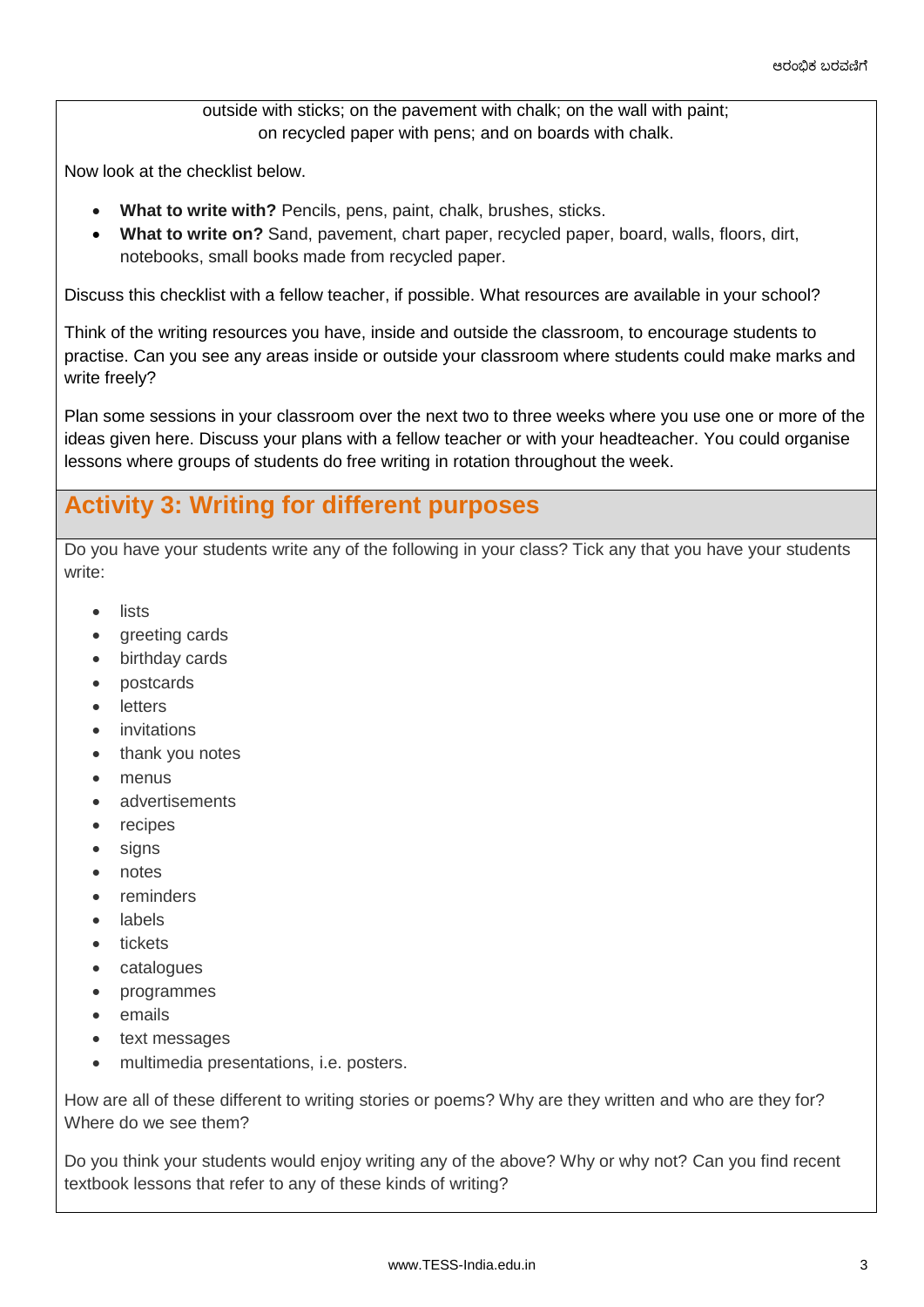outside with sticks; on the pavement with chalk; on the wall with paint; on recycled paper with pens; and on boards with chalk.

Now look at the checklist below.

- **What to write with?** Pencils, pens, paint, chalk, brushes, sticks.
- **What to write on?** Sand, pavement, chart paper, recycled paper, board, walls, floors, dirt, notebooks, small books made from recycled paper.

Discuss this checklist with a fellow teacher, if possible. What resources are available in your school?

Think of the writing resources you have, inside and outside the classroom, to encourage students to practise. Can you see any areas inside or outside your classroom where students could make marks and write freely?

Plan some sessions in your classroom over the next two to three weeks where you use one or more of the ideas given here. Discuss your plans with a fellow teacher or with your headteacher. You could organise lessons where groups of students do free writing in rotation throughout the week.

## Activity 3: Writing for different purposes

Do you have your students write any of the following in your class? Tick any that you have your students write:

- lists
- greeting cards
- birthday cards
- postcards
- letters
- invitations
- thank you notes
- menus
- advertisements
- recipes
- signs
- notes
- reminders
- labels
- tickets
- catalogues
- programmes
- emails
- text messages
- multimedia presentations, i.e. posters.

How are all of these different to writing stories or poems? Why are they written and who are they for? Where do we see them?

Do you think your students would enjoy writing any of the above? Why or why not? Can you find recent textbook lessons that refer to any of these kinds of writing?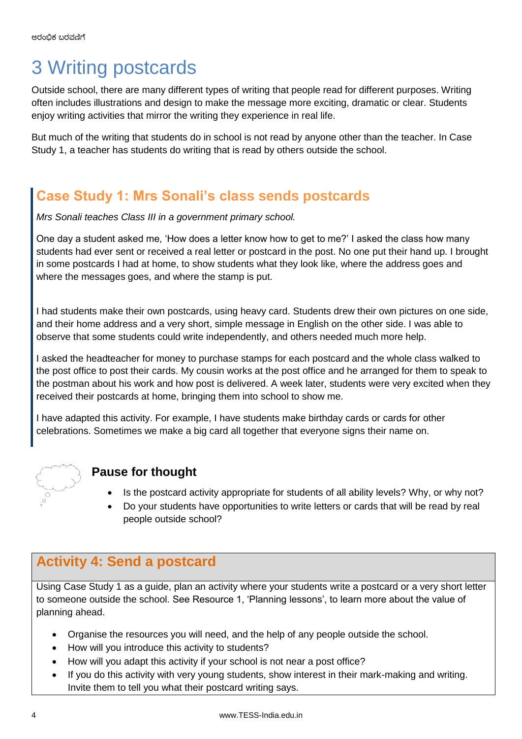# 3 Writing postcards

Outside school, there are many different types of writing that people read for different purposes. Writing often includes illustrations and design to make the message more exciting, dramatic or clear. Students enjoy writing activities that mirror the writing they experience in real life.

But much of the writing that students do in school is not read by anyone other than the teacher. In Case Study 1, a teacher has students do writing that is read by others outside the school.

## Case Study 1: Mrs Sonali's class sends postcards

*Mrs Sonali teaches Class III in a government primary school.*

One day a student asked me, 'How does a letter know how to get to me?' I asked the class how many students had ever sent or received a real letter or postcard in the post. No one put their hand up. I brought in some postcards I had at home, to show students what they look like, where the address goes and where the messages goes, and where the stamp is put.

I had students make their own postcards, using heavy card. Students drew their own pictures on one side, and their home address and a very short, simple message in English on the other side. I was able to observe that some students could write independently, and others needed much more help.

I asked the headteacher for money to purchase stamps for each postcard and the whole class walked to the post office to post their cards. My cousin works at the post office and he arranged for them to speak to the postman about his work and how post is delivered. A week later, students were very excited when they received their postcards at home, bringing them into school to show me.

I have adapted this activity. For example, I have students make birthday cards or cards for other celebrations. Sometimes we make a big card all together that everyone signs their name on.

### Pause for thought

- Is the postcard activity appropriate for students of all ability levels? Why, or why not?
- Do your students have opportunities to write letters or cards that will be read by real people outside school?

## Activity 4: Send a postcard

Using Case Study 1 as a guide, plan an activity where your students write a postcard or a very short letter to someone outside the school. See Resource 1, 'Planning lessons', to learn more about the value of planning ahead.

- Organise the resources you will need, and the help of any people outside the school.
- How will you introduce this activity to students?
- How will you adapt this activity if your school is not near a post office?
- If you do this activity with very young students, show interest in their mark-making and writing. Invite them to tell you what their postcard writing says.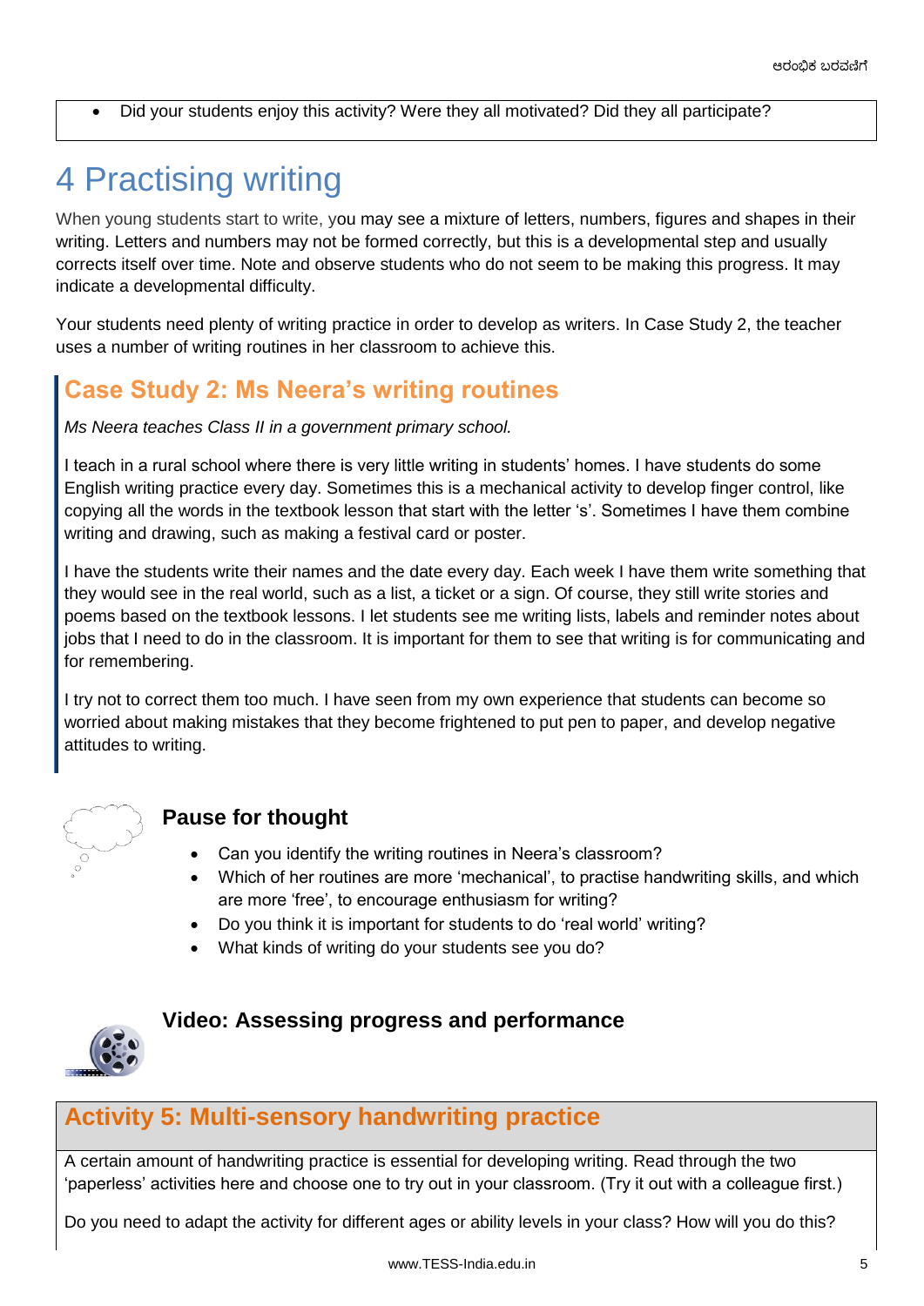- Did your students enjoy this activity? Were they all motivated? Did they all participate?

# 4 Practising writing

When young students start to write, you may see a mixture of letters, numbers, figures and shapes in their writing. Letters and numbers may not be formed correctly, but this is a developmental step and usually corrects itself over time. Note and observe students who do not seem to be making this progress. It may indicate a developmental difficulty.

Your students need plenty of writing practice in order to develop as writers. In Case Study 2, the teacher uses a number of writing routines in her classroom to achieve this.

## Case Study 2: Ms Neera's writing routines

*Ms Neera teaches Class II in a government primary school.*

I teach in a rural school where there is very little writing in students' homes. I have students do some English writing practice every day. Sometimes this is a mechanical activity to develop finger control, like copying all the words in the textbook lesson that start with the letter 's'. Sometimes I have them combine writing and drawing, such as making a festival card or poster.

I have the students write their names and the date every day. Each week I have them write something that they would see in the real world, such as a list, a ticket or a sign. Of course, they still write stories and poems based on the textbook lessons. I let students see me writing lists, labels and reminder notes about jobs that I need to do in the classroom. It is important for them to see that writing is for communicating and for remembering.

I try not to correct them too much. I have seen from my own experience that students can become so worried about making mistakes that they become frightened to put pen to paper, and develop negative attitudes to writing.

### Pause for thought

- Can you identify the writing routines in Neera's classroom?
- Which of her routines are more 'mechanical', to practise handwriting skills, and which are more 'free', to encourage enthusiasm for writing?
- Do you think it is important for students to do 'real world' writing?
- What kinds of writing do your students see you do?

### Video: Assessing progress and performance

## Activity 5: Multi-sensory handwriting practice

A certain amount of handwriting practice is essential for developing writing. Read through the two 'paperless' activities here and choose one to try out in your classroom. (Try it out with a colleague first.)

Do you need to adapt the activity for different ages or ability levels in your class? How will you do this?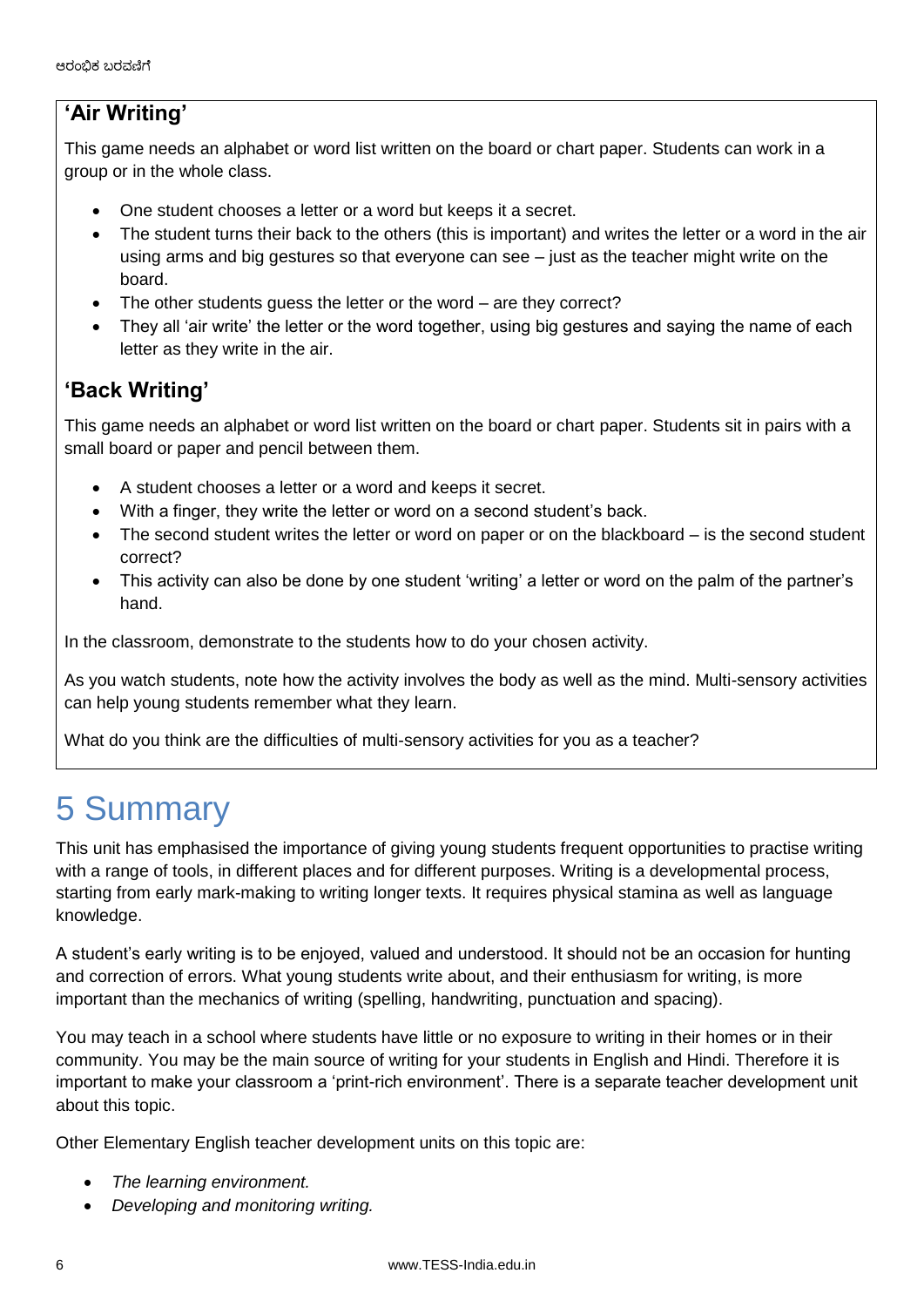## 'Air Writing'

This game needs an alphabet or word list written on the board or chart paper. Students can work in a group or in the whole class.

- One student chooses a letter or a word but keeps it a secret.
- The student turns their back to the others (this is important) and writes the letter or a word in the air using arms and big gestures so that everyone can see – just as the teacher might write on the board.
- The other students guess the letter or the word – are they correct?
- They all 'air write' the letter or the word together, using big gestures and saying the name of each letter as they write in the air.

## 'Back Writing'

This game needs an alphabet or word list written on the board or chart paper. Students sit in pairs with a small board or paper and pencil between them.

- A student chooses a letter or a word and keeps it secret.
- With a finger, they write the letter or word on a second student's back.
- The second student writes the letter or word on paper or on the blackboard – is the second student correct?
- This activity can also be done by one student 'writing' a letter or word on the palm of the partner's hand.

In the classroom, demonstrate to the students how to do your chosen activity.

As you watch students, note how the activity involves the body as well as the mind. Multi-sensory activities can help young students remember what they learn.

What do you think are the difficulties of multi-sensory activities for you as a teacher?

# 5 Summary

This unit has emphasised the importance of giving young students frequent opportunities to practise writing with a range of tools, in different places and for different purposes. Writing is a developmental process, starting from early mark-making to writing longer texts. It requires physical stamina as well as language knowledge.

A student's early writing is to be enjoyed, valued and understood. It should not be an occasion for hunting and correction of errors. What young students write about, and their enthusiasm for writing, is more important than the mechanics of writing (spelling, handwriting, punctuation and spacing).

You may teach in a school where students have little or no exposure to writing in their homes or in their community. You may be the main source of writing for your students in English and Hindi. Therefore it is important to make your classroom a 'print-rich environment'. There is a separate teacher development unit about this topic.

Other Elementary English teacher development units on this topic are:

- *The learning environment.*
- *Developing and monitoring writing.*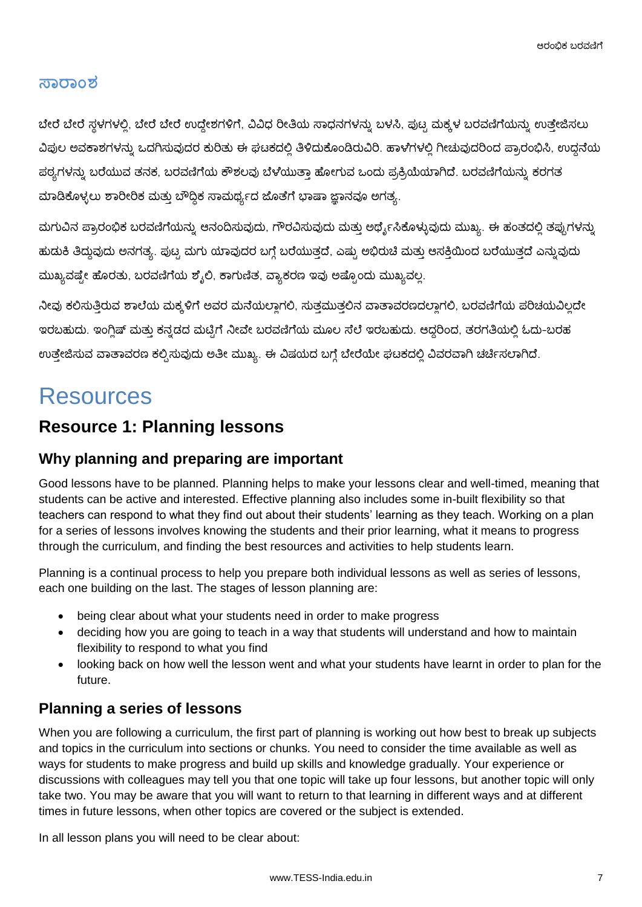## ಸಾರಾಂಶ

ಬೇರೆ ಬೇರೆ ಸ್ಥಳಗಳಲ್ಲಿ, ಬೇರೆ ಬೇರೆ ಉದ್ದೇಶಗಳಿಗೆ, ವಿವಿಧ ರೀತಿಯ ಸಾಧನಗಳನ್ನು ಬಳಸಿ, ಪುಟ್ಟ ಮಕ್ಕಳ ಬರವಣಿಗೆಯನ್ನು ಉತ್ತೇಜಿಸಲು ವಿಪುಲ ಅವಕಾಶಗಳನ್ನು ಒದಗಿಸುವುದರ ಕುರಿತು ಈ ಘಟಕದಲ್ಲಿ ತಿಳಿದುಕೊಂಡಿರುವಿರಿ. ಹಾಳೆಗಳಲ್ಲಿ ಗೀಚುವುದರಿಂದ ಪ್ರಾರಂಭಿಸಿ, ಉದ್ದನೆಯ ಪಠ್ಯಗಳನ್ನು ಬರೆಯುವ ತನಕ, ಬರವಣಿಗೆಯ ಕೌಶಲವು ಬೆಳೆಯುತ್ತಾ ಹೋಗುವ ಒಂದು ಪ್ರಕ್ರಿಯೆಯಾಗಿದೆ. ಬರವಣಿಗೆಯನ್ನು ಕರಗತ ಮಾಡಿಕೊಳ್ಳಲು ಶಾರೀರಿಕ ಮತ್ತು ಬೌದ್ಧಿಕ ಸಾಮರ್ಥ್ಯದ ಜೊತೆಗೆ ಭಾಷಾ ಜ್ಞಾನವೂ ಅಗತ್ಯ.

ಮಗುವಿನ ಪ್ರಾರಂಭಿಕ ಬರವಣಿಗೆಯನ್ನು ಆನಂದಿಸುವುದು, ಗೌರವಿಸುವುದು ಮತ್ತು ಅರ್ಥೈಸಿಕೊಳ್ಳುವುದು ಮುಖ್ಯ. ಈ ಹಂತದಲ್ಲಿ ತಪ್ಪುಗಳನ್ನು ಹುಡುಕಿ ತಿದ್ದುವುದು ಅನಗತ್ಯ. ಪುಟ್ಟ ಮಗು ಯಾವುದರ ಬಗ್ಗೆ ಬರೆಯುತ್ತದೆ, ಎಷ್ಟು ಅಭಿರುಚಿ ಮತ್ತು ಆಸಕ್ತಿಯಿಂದ ಬರೆಯುತ್ತದೆ ಎನ್ನುವುದು ಮುಖ್ಯವಷ್ಟೇ ಹೊರತು, ಬರವಣಿಗೆಯ ಶೈಲಿ, ಕಾಗುಣಿತ, ವ್ಯಾಕರಣ ಇವು ಅಷ್ಟೊಂದು ಮುಖ್ಯವಲ್ಲ.

ನೀವು ಕಲಿಸುತ್ತಿರುವ ಶಾಲೆಯ ಮಕ್ಕಳಿಗೆ ಅವರ ಮನೆಯಲ್ಲಾಗಲಿ, ಸುತ್ತಮುತ್ತಲಿನ ವಾತಾವರಣದಲ್ಲಾಗಲಿ, ಬರವಣಿಗೆಯ ಪರಿಚಯವಿಲ್ಲದೇ ಇರಬಹುದು. ಇಂಗ್ಲಿಷ್ ಮತ್ತು ಕನ್ನಡದ ಮಟ್ಟಿಗೆ ನೀವೇ ಬರವಣಿಗೆಯ ಮೂಲ ಸೆಲೆ ಇರಬಹುದು. ಆದ್ದರಿಂದ, ತರಗತಿಯಲ್ಲಿ ಓದು-ಬರಹ ಉತ್ತೇಜಿಸುವ ವಾತಾವರಣ ಕಲ್ಪಿಸುವುದು ಅತೀ ಮುಖ್ಯ. ಈ ವಿಷಯದ ಬಗ್ಗೆ ಬೇರೆಯೇ ಘಟಕದಲ್ಲಿ ವಿವರವಾಗಿ ಚರ್ಚಿಸಲಾಗಿದೆ.

# Resources

## Resource 1: Planning lessons

### Why planning and preparing are important

Good lessons have to be planned. Planning helps to make your lessons clear and well-timed, meaning that students can be active and interested. Effective planning also includes some in-built flexibility so that teachers can respond to what they find out about their students' learning as they teach. Working on a plan for a series of lessons involves knowing the students and their prior learning, what it means to progress through the curriculum, and finding the best resources and activities to help students learn.

Planning is a continual process to help you prepare both individual lessons as well as series of lessons, each one building on the last. The stages of lesson planning are:

- being clear about what your students need in order to make progress
- deciding how you are going to teach in a way that students will understand and how to maintain flexibility to respond to what you find
- looking back on how well the lesson went and what your students have learnt in order to plan for the future.

### Planning a series of lessons

When you are following a curriculum, the first part of planning is working out how best to break up subjects and topics in the curriculum into sections or chunks. You need to consider the time available as well as ways for students to make progress and build up skills and knowledge gradually. Your experience or discussions with colleagues may tell you that one topic will take up four lessons, but another topic will only take two. You may be aware that you will want to return to that learning in different ways and at different times in future lessons, when other topics are covered or the subject is extended.

In all lesson plans you will need to be clear about: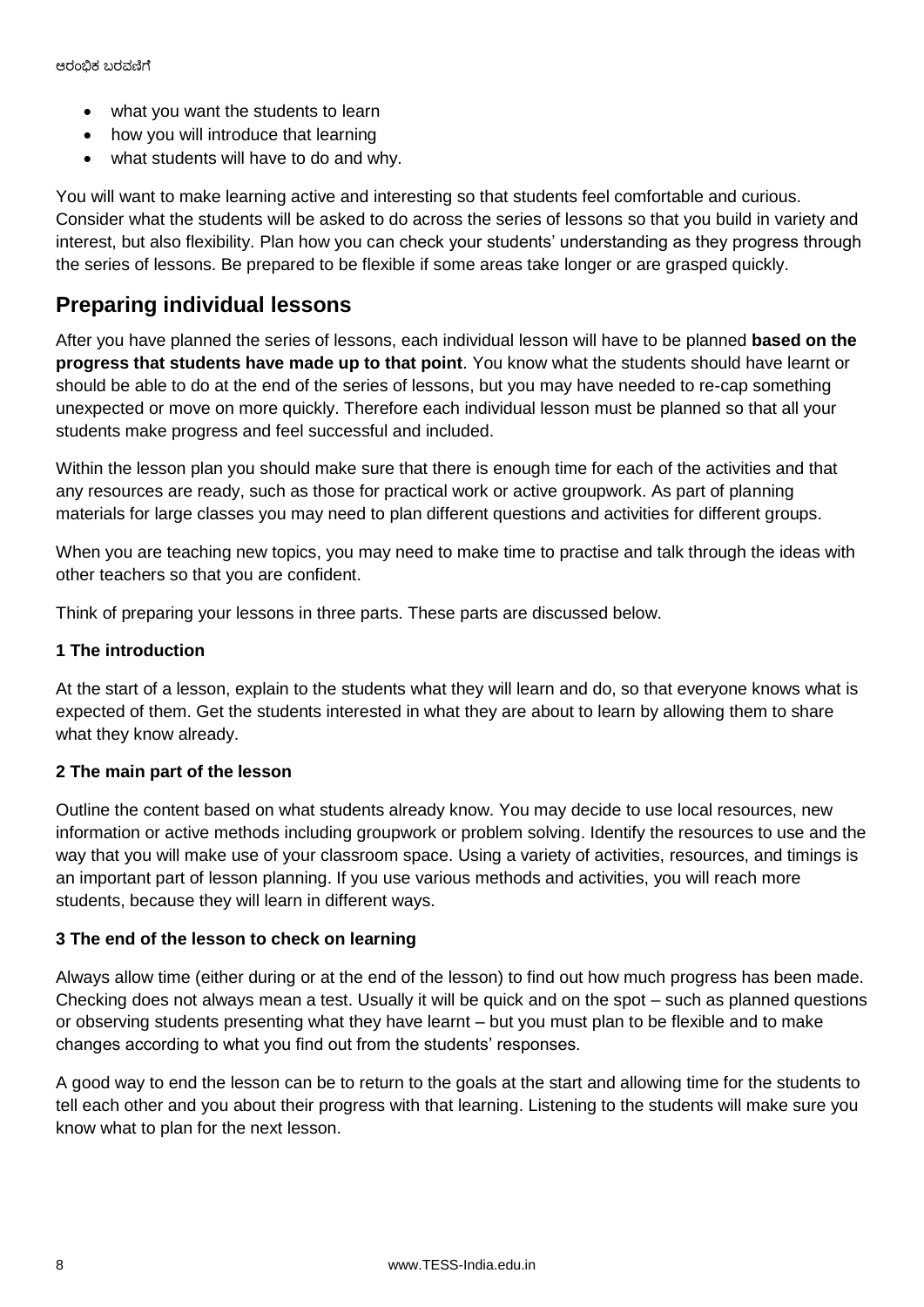- what you want the students to learn
- how you will introduce that learning
- what students will have to do and why.

You will want to make learning active and interesting so that students feel comfortable and curious. Consider what the students will be asked to do across the series of lessons so that you build in variety and interest, but also flexibility. Plan how you can check your students' understanding as they progress through the series of lessons. Be prepared to be flexible if some areas take longer or are grasped quickly.

## Preparing individual lessons

After you have planned the series of lessons, each individual lesson will have to be planned **based on the progress that students have made up to that point**. You know what the students should have learnt or should be able to do at the end of the series of lessons, but you may have needed to re-cap something unexpected or move on more quickly. Therefore each individual lesson must be planned so that all your students make progress and feel successful and included.

Within the lesson plan you should make sure that there is enough time for each of the activities and that any resources are ready, such as those for practical work or active groupwork. As part of planning materials for large classes you may need to plan different questions and activities for different groups.

When you are teaching new topics, you may need to make time to practise and talk through the ideas with other teachers so that you are confident.

Think of preparing your lessons in three parts. These parts are discussed below.

**1 The introduction**

At the start of a lesson, explain to the students what they will learn and do, so that everyone knows what is expected of them. Get the students interested in what they are about to learn by allowing them to share what they know already.

**2 The main part of the lesson**

Outline the content based on what students already know. You may decide to use local resources, new information or active methods including groupwork or problem solving. Identify the resources to use and the way that you will make use of your classroom space. Using a variety of activities, resources, and timings is an important part of lesson planning. If you use various methods and activities, you will reach more students, because they will learn in different ways.

**3 The end of the lesson to check on learning**

Always allow time (either during or at the end of the lesson) to find out how much progress has been made. Checking does not always mean a test. Usually it will be quick and on the spot – such as planned questions or observing students presenting what they have learnt – but you must plan to be flexible and to make changes according to what you find out from the students' responses.

A good way to end the lesson can be to return to the goals at the start and allowing time for the students to tell each other and you about their progress with that learning. Listening to the students will make sure you know what to plan for the next lesson.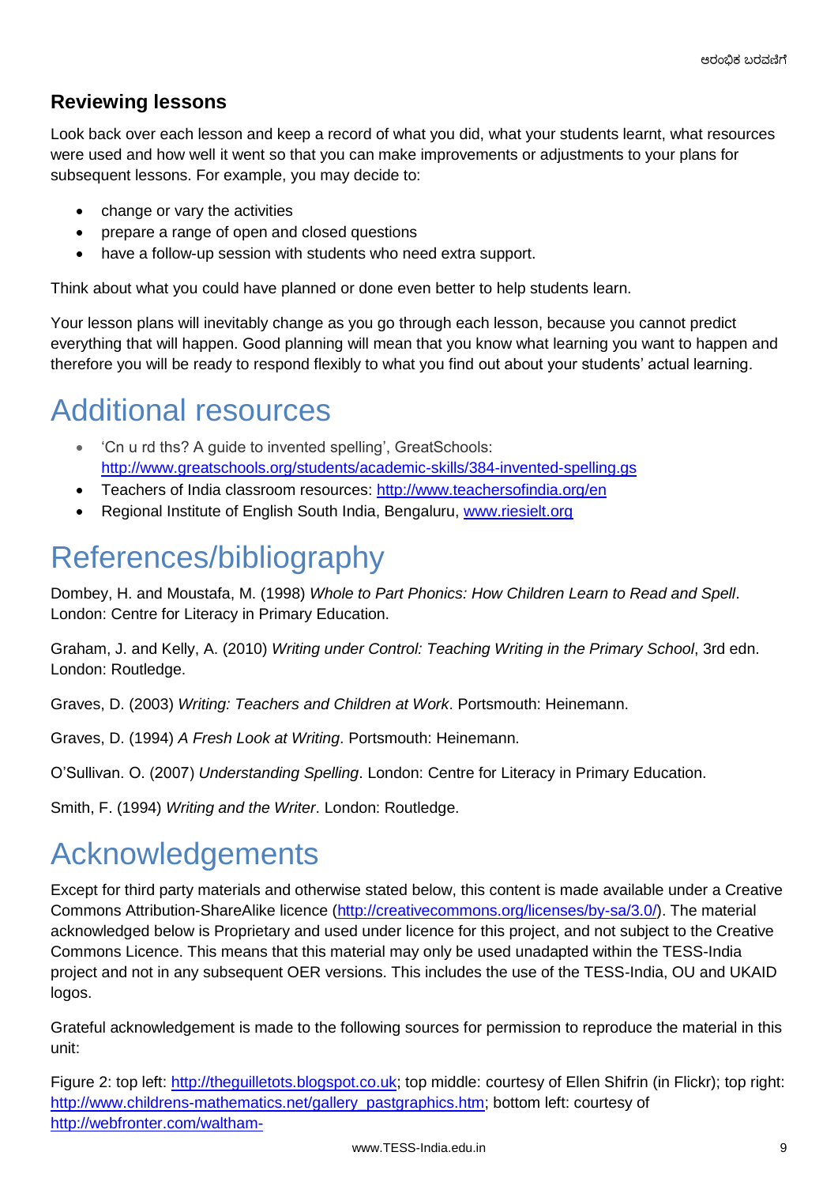### Reviewing lessons

Look back over each lesson and keep a record of what you did, what your students learnt, what resources were used and how well it went so that you can make improvements or adjustments to your plans for subsequent lessons. For example, you may decide to:

- change or vary the activities
- prepare a range of open and closed questions
- have a follow-up session with students who need extra support.

Think about what you could have planned or done even better to help students learn.

Your lesson plans will inevitably change as you go through each lesson, because you cannot predict everything that will happen. Good planning will mean that you know what learning you want to happen and therefore you will be ready to respond flexibly to what you find out about your students' actual learning.

# Additional resources

- 'Cn u rd ths? A guide to invented spelling', GreatSchools: http://www.greatschools.org/students/academic-skills/384-invented-spelling.gs
- Teachers of India classroom resources: http://www.teachersofindia.org/en
- Regional Institute of English South India, Bengaluru, www.riesielt.org

# References/bibliography

Dombey, H. and Moustafa, M. (1998) *Whole to Part Phonics: How Children Learn to Read and Spell*. London: Centre for Literacy in Primary Education.

Graham, J. and Kelly, A. (2010) *Writing under Control: Teaching Writing in the Primary School*, 3rd edn. London: Routledge.

Graves, D. (2003) *Writing: Teachers and Children at Work*. Portsmouth: Heinemann.

Graves, D. (1994) *A Fresh Look at Writing*. Portsmouth: Heinemann.

O'Sullivan. O. (2007) *Understanding Spelling*. London: Centre for Literacy in Primary Education.

Smith, F. (1994) *Writing and the Writer*. London: Routledge.

# Acknowledgements

Except for third party materials and otherwise stated below, this content is made available under a Creative Commons Attribution-ShareAlike licence (http://creativecommons.org/licenses/by-sa/3.0/). The material acknowledged below is Proprietary and used under licence for this project, and not subject to the Creative Commons Licence. This means that this material may only be used unadapted within the TESS-India project and not in any subsequent OER versions. This includes the use of the TESS-India, OU and UKAID logos.

Grateful acknowledgement is made to the following sources for permission to reproduce the material in this unit:

Figure 2: top left: http://theguilletots.blogspot.co.uk; top middle: courtesy of Ellen Shifrin (in Flickr); top right: http://www.childrens-mathematics.net/gallery_pastgraphics.htm; bottom left: courtesy of http://webfronter.com/waltham-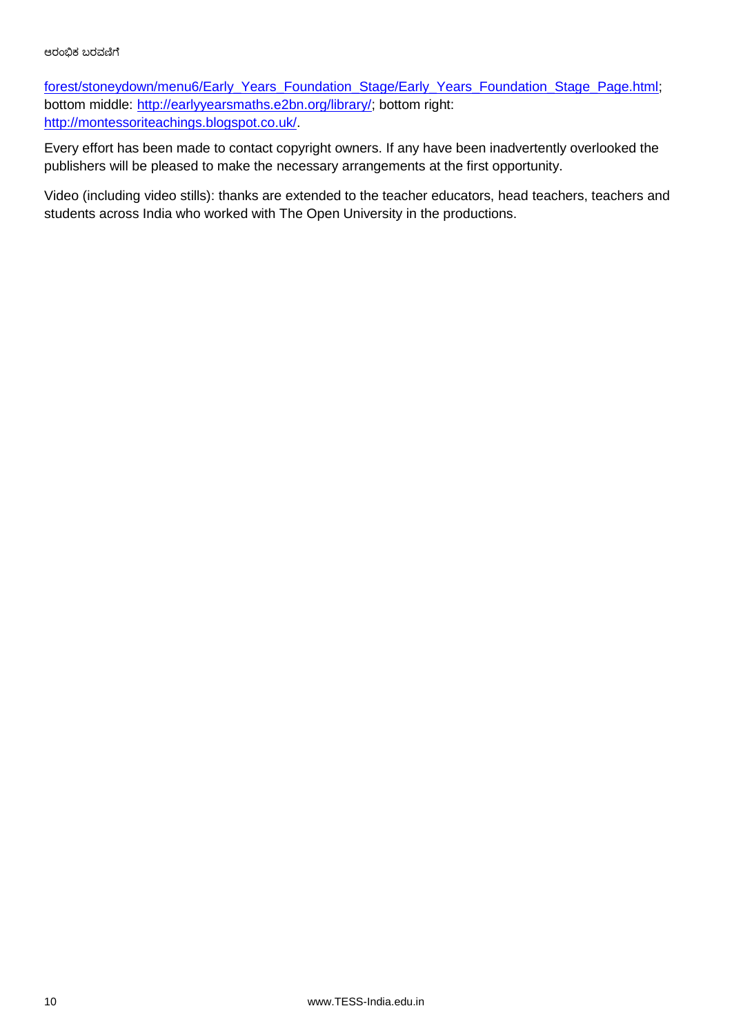forest/stoneydown/menu6/Early_Years_Foundation_Stage/Early_Years_Foundation_Stage_Page.html; bottom middle: http://earlyyearsmaths.e2bn.org/library/; bottom right: http://montessoriteachings.blogspot.co.uk/.

Every effort has been made to contact copyright owners. If any have been inadvertently overlooked the publishers will be pleased to make the necessary arrangements at the first opportunity.

Video (including video stills): thanks are extended to the teacher educators, head teachers, teachers and students across India who worked with The Open University in the productions.